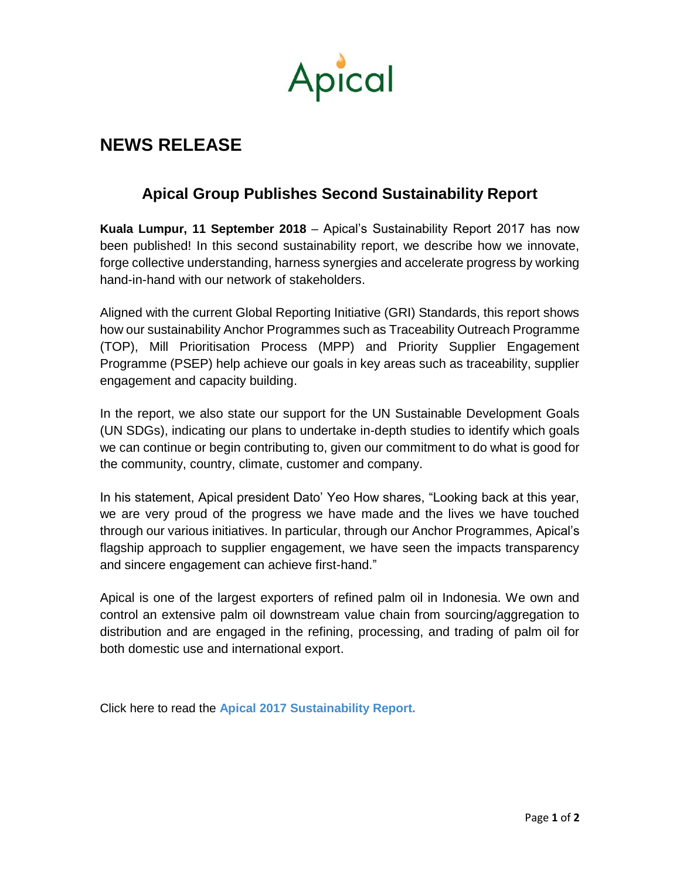Apical

# NEWS RELEASE

## Apical Group Publishes Second Sustainability Report

**Kuala Lumpur, 11 September 2018** – Apical's Sustainability Report 2017 has now been published! In this second sustainability report, we describe how we innovate, forge collective understanding, harness synergies and accelerate progress by working hand-in-hand with our network of stakeholders.

Aligned with the current Global Reporting Initiative (GRI) Standards, this report shows how our sustainability Anchor Programmes such as Traceability Outreach Programme (TOP), Mill Prioritisation Process (MPP) and Priority Supplier Engagement Programme (PSEP) help achieve our goals in key areas such as traceability, supplier engagement and capacity building.

In the report, we also state our support for the UN Sustainable Development Goals (UN SDGs), indicating our plans to undertake in-depth studies to identify which goals we can continue or begin contributing to, given our commitment to do what is good for the community, country, climate, customer and company.

In his statement, Apical president Dato' Yeo How shares, "Looking back at this year, we are very proud of the progress we have made and the lives we have touched through our various initiatives. In particular, through our Anchor Programmes, Apical's flagship approach to supplier engagement, we have seen the impacts transparency and sincere engagement can achieve first-hand."

Apical is one of the largest exporters of refined palm oil in Indonesia. We own and control an extensive palm oil downstream value chain from sourcing/aggregation to distribution and are engaged in the refining, processing, and trading of palm oil for both domestic use and international export.

Click here to read the **Apical 2017 Sustainability Report.**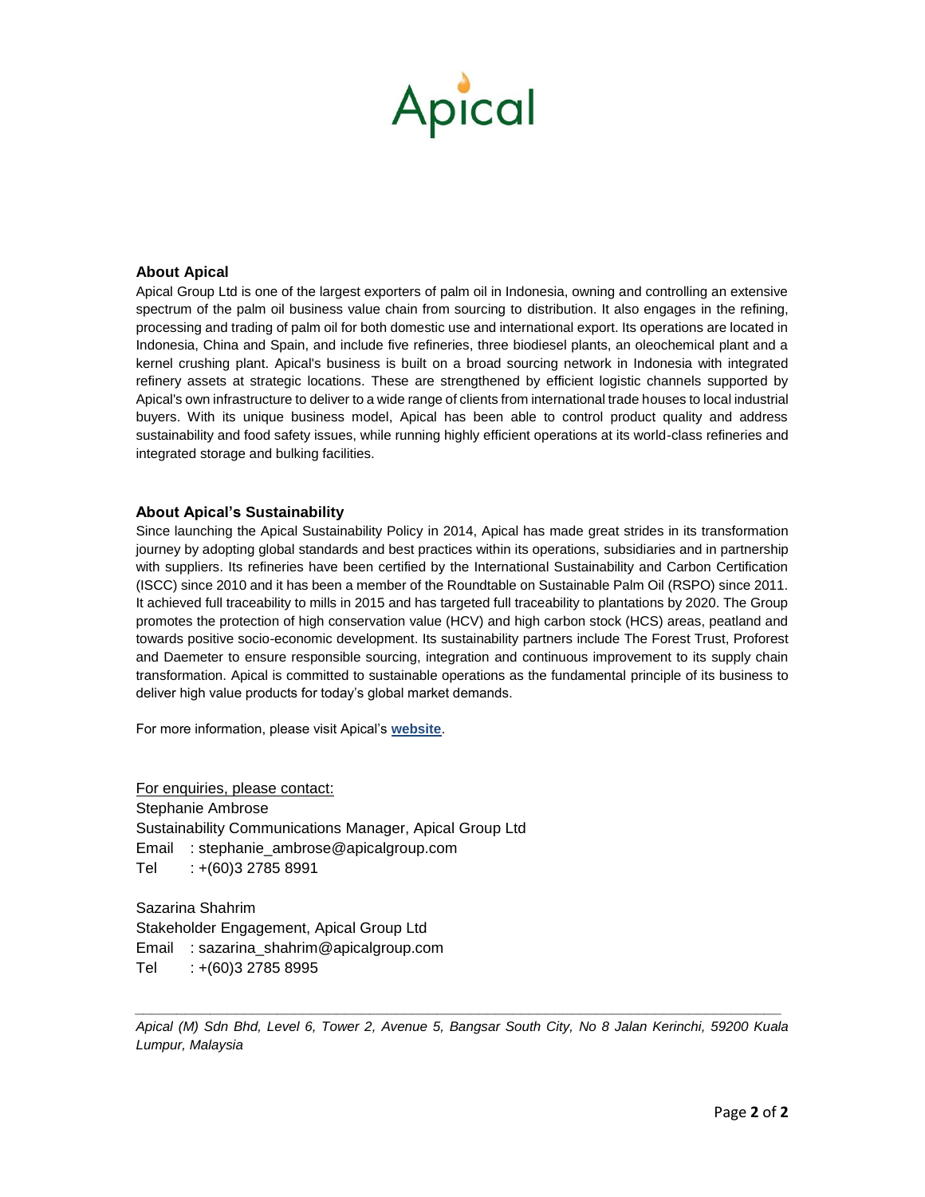Apical

## About Apical

Apical Group Ltd is one of the largest exporters of palm oil in Indonesia, owning and controlling an extensive spectrum of the palm oil business value chain from sourcing to distribution. It also engages in the refining, processing and trading of palm oil for both domestic use and international export. Its operations are located in Indonesia, China and Spain, and include five refineries, three biodiesel plants, an oleochemical plant and a kernel crushing plant. Apical's business is built on a broad sourcing network in Indonesia with integrated refinery assets at strategic locations. These are strengthened by efficient logistic channels supported by Apical's own infrastructure to deliver to a wide range of clients from international trade houses to local industrial buyers. With its unique business model, Apical has been able to control product quality and address sustainability and food safety issues, while running highly efficient operations at its world-class refineries and integrated storage and bulking facilities.

## About Apical's Sustainability

Since launching the Apical Sustainability Policy in 2014, Apical has made great strides in its transformation journey by adopting global standards and best practices within its operations, subsidiaries and in partnership with suppliers. Its refineries have been certified by the International Sustainability and Carbon Certification (ISCC) since 2010 and it has been a member of the Roundtable on Sustainable Palm Oil (RSPO) since 2011. It achieved full traceability to mills in 2015 and has targeted full traceability to plantations by 2020. The Group promotes the protection of high conservation value (HCV) and high carbon stock (HCS) areas, peatland and towards positive socio-economic development. Its sustainability partners include The Forest Trust, Proforest and Daemeter to ensure responsible sourcing, integration and continuous improvement to its supply chain transformation. Apical is committed to sustainable operations as the fundamental principle of its business to deliver high value products for today's global market demands.

For more information, please visit Apical's **website**.

For enquiries, please contact:

Stephanie Ambrose
Sustainability Communications Manager, Apical Group Ltd
Email : stephanie_ambrose@apicalgroup.com
Tel : +(60)3 2785 8991

Sazarina Shahrim
Stakeholder Engagement, Apical Group Ltd
Email : sazarina_shahrim@apicalgroup.com
Tel : +(60)3 2785 8995

*Apical (M) Sdn Bhd, Level 6, Tower 2, Avenue 5, Bangsar South City, No 8 Jalan Kerinchi, 59200 Kuala Lumpur, Malaysia*